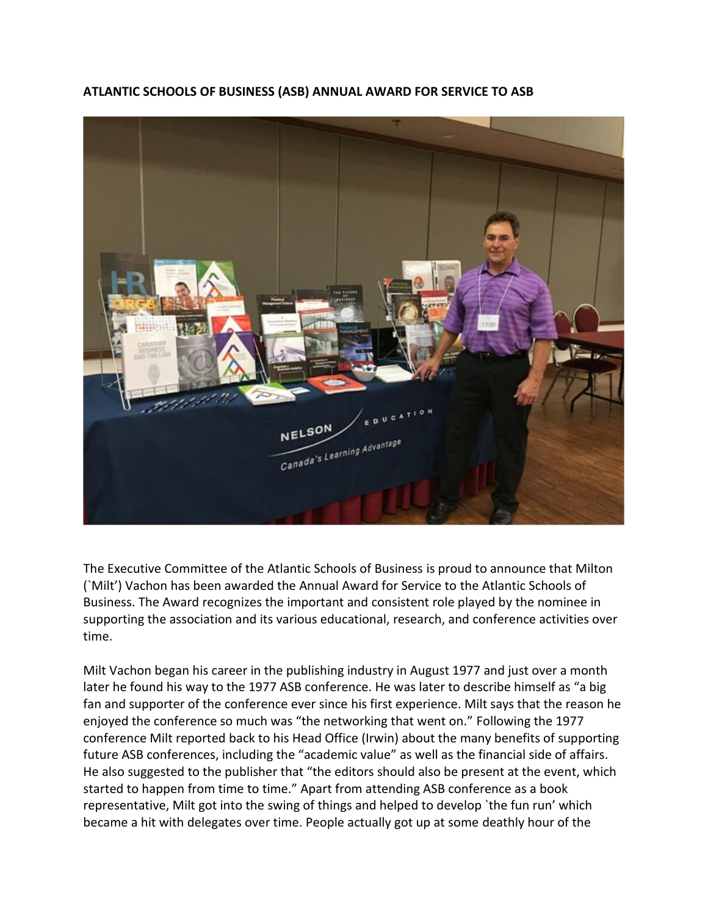**ATLANTIC SCHOOLS OF BUSINESS (ASB) ANNUAL AWARD FOR SERVICE TO ASB**

The Executive Committee of the Atlantic Schools of Business is proud to announce that Milton (`Milt') Vachon has been awarded the Annual Award for Service to the Atlantic Schools of Business. The Award recognizes the important and consistent role played by the nominee in supporting the association and its various educational, research, and conference activities over time.

Milt Vachon began his career in the publishing industry in August 1977 and just over a month later he found his way to the 1977 ASB conference. He was later to describe himself as "a big fan and supporter of the conference ever since his first experience. Milt says that the reason he enjoyed the conference so much was "the networking that went on." Following the 1977 conference Milt reported back to his Head Office (Irwin) about the many benefits of supporting future ASB conferences, including the "academic value" as well as the financial side of affairs. He also suggested to the publisher that "the editors should also be present at the event, which started to happen from time to time." Apart from attending ASB conference as a book representative, Milt got into the swing of things and helped to develop `the fun run' which became a hit with delegates over time. People actually got up at some deathly hour of the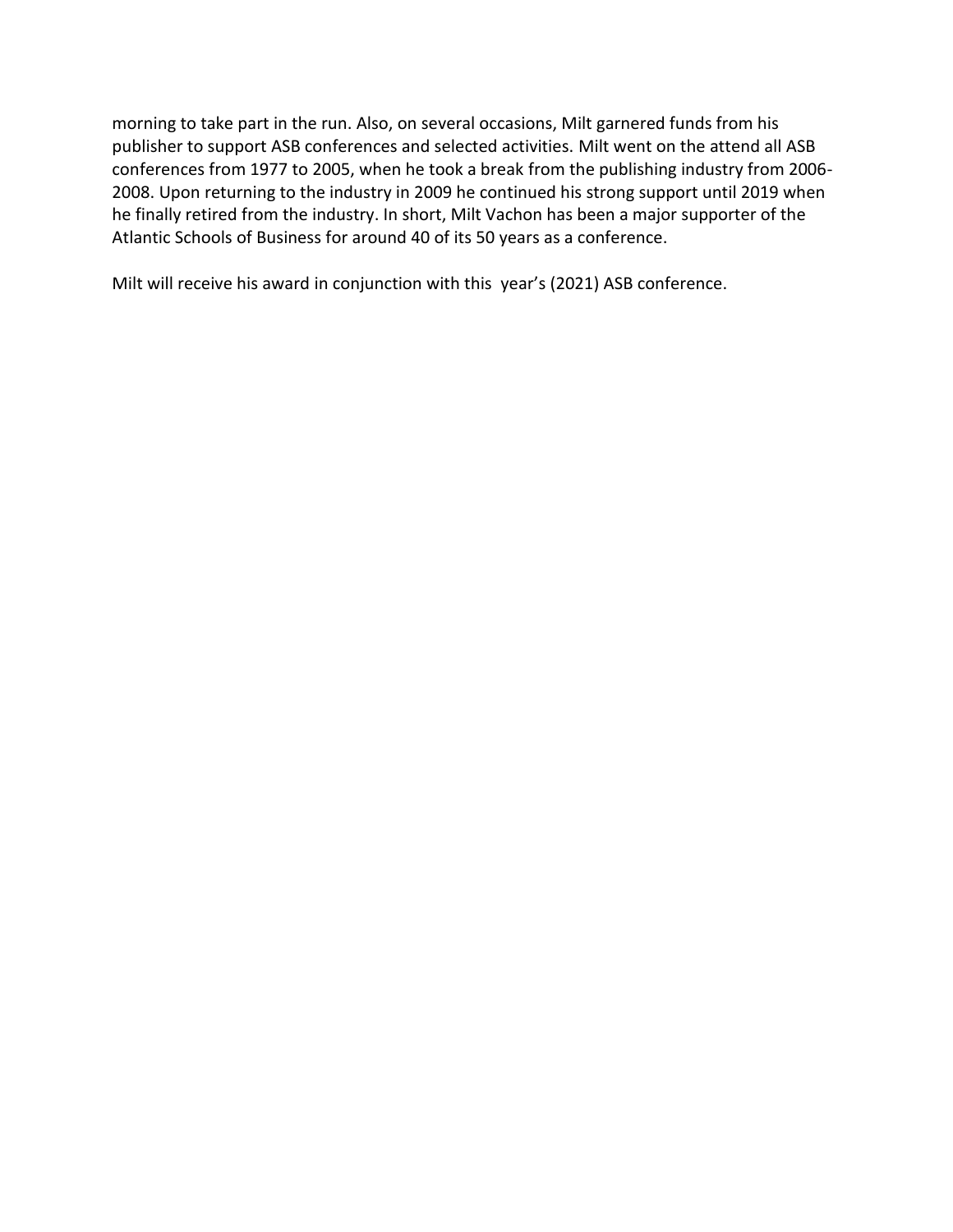morning to take part in the run. Also, on several occasions, Milt garnered funds from his publisher to support ASB conferences and selected activities. Milt went on the attend all ASB conferences from 1977 to 2005, when he took a break from the publishing industry from 2006-2008. Upon returning to the industry in 2009 he continued his strong support until 2019 when he finally retired from the industry. In short, Milt Vachon has been a major supporter of the Atlantic Schools of Business for around 40 of its 50 years as a conference.

Milt will receive his award in conjunction with this year's (2021) ASB conference.